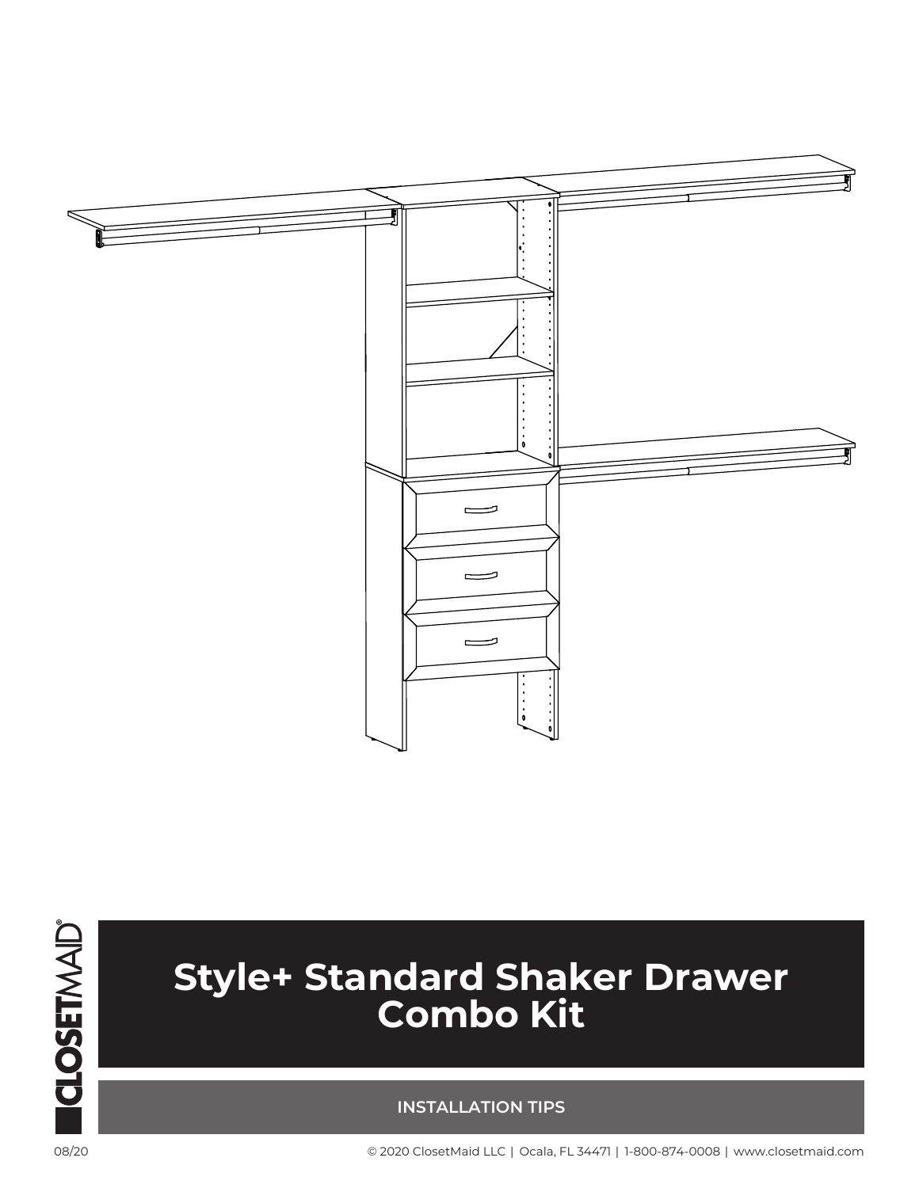# Style+ Standard Shaker Drawer Combo Kit

## INSTALLATION TIPS

CLOSETMAID®

08/20

© 2020 ClosetMaid LLC | Ocala, FL 34471 | 1-800-874-0008 | www.closetmaid.com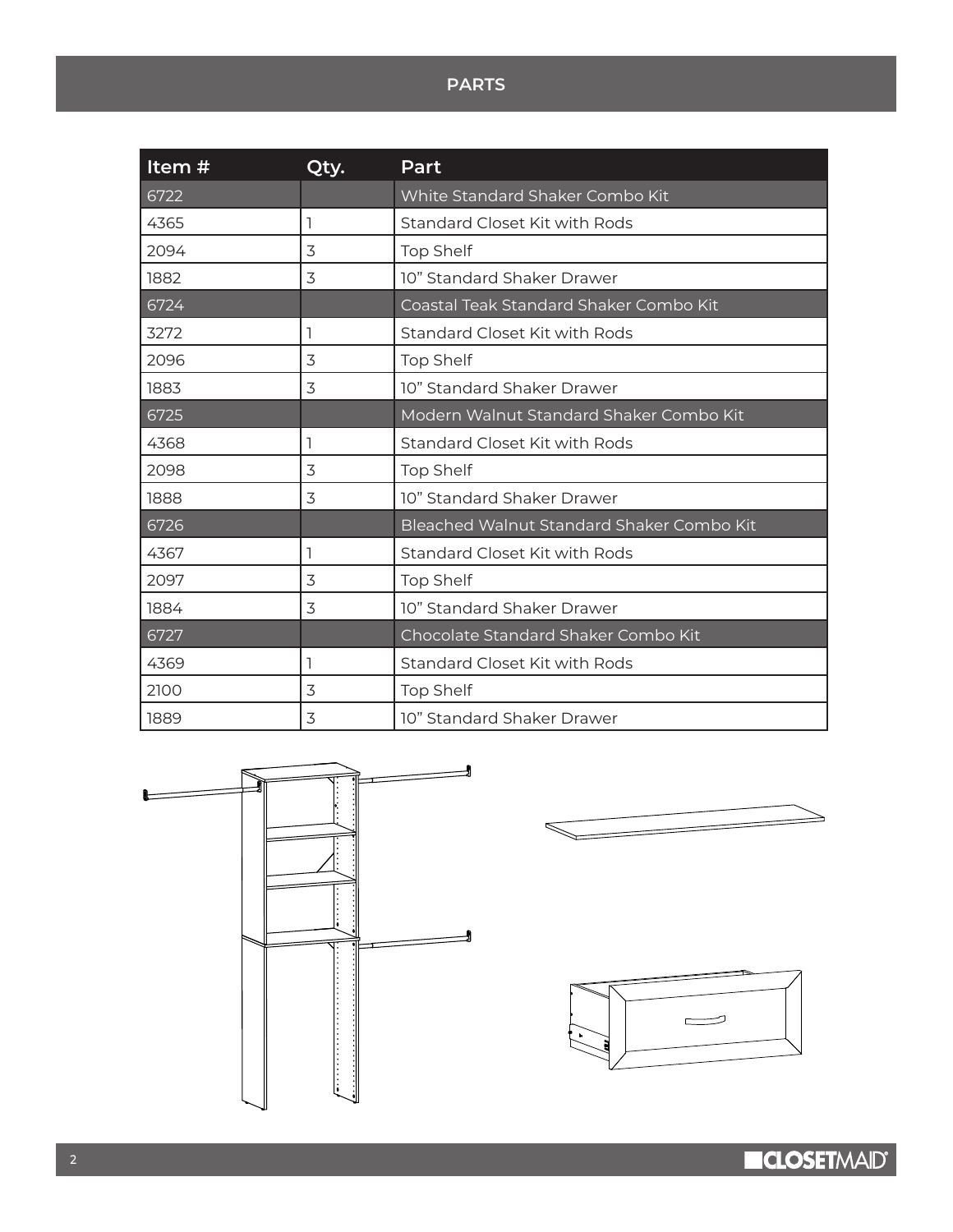# PARTS

| Item # | Qty. | Part |
|---|---|---|
| 6722 | | White Standard Shaker Combo Kit |
| 4365 | 1 | Standard Closet Kit with Rods |
| 2094 | 3 | Top Shelf |
| 1882 | 3 | 10" Standard Shaker Drawer |
| 6724 | | Coastal Teak Standard Shaker Combo Kit |
| 3272 | 1 | Standard Closet Kit with Rods |
| 2096 | 3 | Top Shelf |
| 1883 | 3 | 10" Standard Shaker Drawer |
| 6725 | | Modern Walnut Standard Shaker Combo Kit |
| 4368 | 1 | Standard Closet Kit with Rods |
| 2098 | 3 | Top Shelf |
| 1888 | 3 | 10" Standard Shaker Drawer |
| 6726 | | Bleached Walnut Standard Shaker Combo Kit |
| 4367 | 1 | Standard Closet Kit with Rods |
| 2097 | 3 | Top Shelf |
| 1884 | 3 | 10" Standard Shaker Drawer |
| 6727 | | Chocolate Standard Shaker Combo Kit |
| 4369 | 1 | Standard Closet Kit with Rods |
| 2100 | 3 | Top Shelf |
| 1889 | 3 | 10" Standard Shaker Drawer |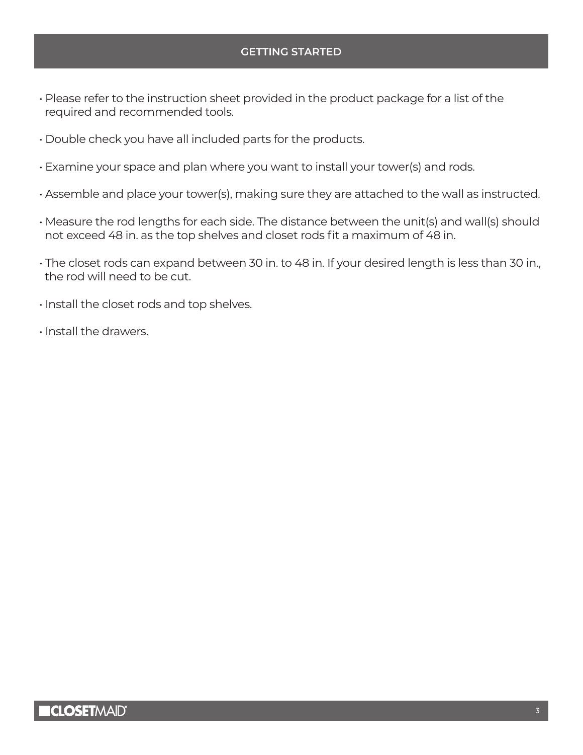## GETTING STARTED

- Please refer to the instruction sheet provided in the product package for a list of the required and recommended tools.
- Double check you have all included parts for the products.
- Examine your space and plan where you want to install your tower(s) and rods.
- Assemble and place your tower(s), making sure they are attached to the wall as instructed.
- Measure the rod lengths for each side. The distance between the unit(s) and wall(s) should not exceed 48 in. as the top shelves and closet rods fit a maximum of 48 in.
- The closet rods can expand between 30 in. to 48 in. If your desired length is less than 30 in., the rod will need to be cut.
- Install the closet rods and top shelves.
- Install the drawers.